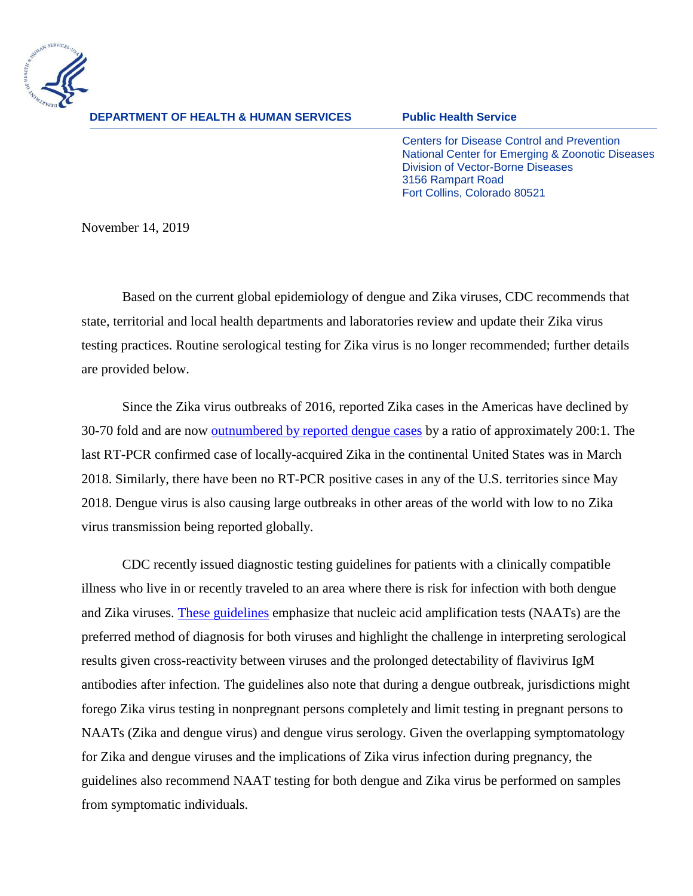**DEPARTMENT OF HEALTH & HUMAN SERVICES** **Public Health Service**

Centers for Disease Control and Prevention
National Center for Emerging & Zoonotic Diseases
Division of Vector-Borne Diseases
3156 Rampart Road
Fort Collins, Colorado 80521

November 14, 2019

Based on the current global epidemiology of dengue and Zika viruses, CDC recommends that state, territorial and local health departments and laboratories review and update their Zika virus testing practices. Routine serological testing for Zika virus is no longer recommended; further details are provided below.

Since the Zika virus outbreaks of 2016, reported Zika cases in the Americas have declined by 30-70 fold and are now outnumbered by reported dengue cases by a ratio of approximately 200:1. The last RT-PCR confirmed case of locally-acquired Zika in the continental United States was in March 2018. Similarly, there have been no RT-PCR positive cases in any of the U.S. territories since May 2018. Dengue virus is also causing large outbreaks in other areas of the world with low to no Zika virus transmission being reported globally.

CDC recently issued diagnostic testing guidelines for patients with a clinically compatible illness who live in or recently traveled to an area where there is risk for infection with both dengue and Zika viruses. These guidelines emphasize that nucleic acid amplification tests (NAATs) are the preferred method of diagnosis for both viruses and highlight the challenge in interpreting serological results given cross-reactivity between viruses and the prolonged detectability of flavivirus IgM antibodies after infection. The guidelines also note that during a dengue outbreak, jurisdictions might forego Zika virus testing in nonpregnant persons completely and limit testing in pregnant persons to NAATs (Zika and dengue virus) and dengue virus serology. Given the overlapping symptomatology for Zika and dengue viruses and the implications of Zika virus infection during pregnancy, the guidelines also recommend NAAT testing for both dengue and Zika virus be performed on samples from symptomatic individuals.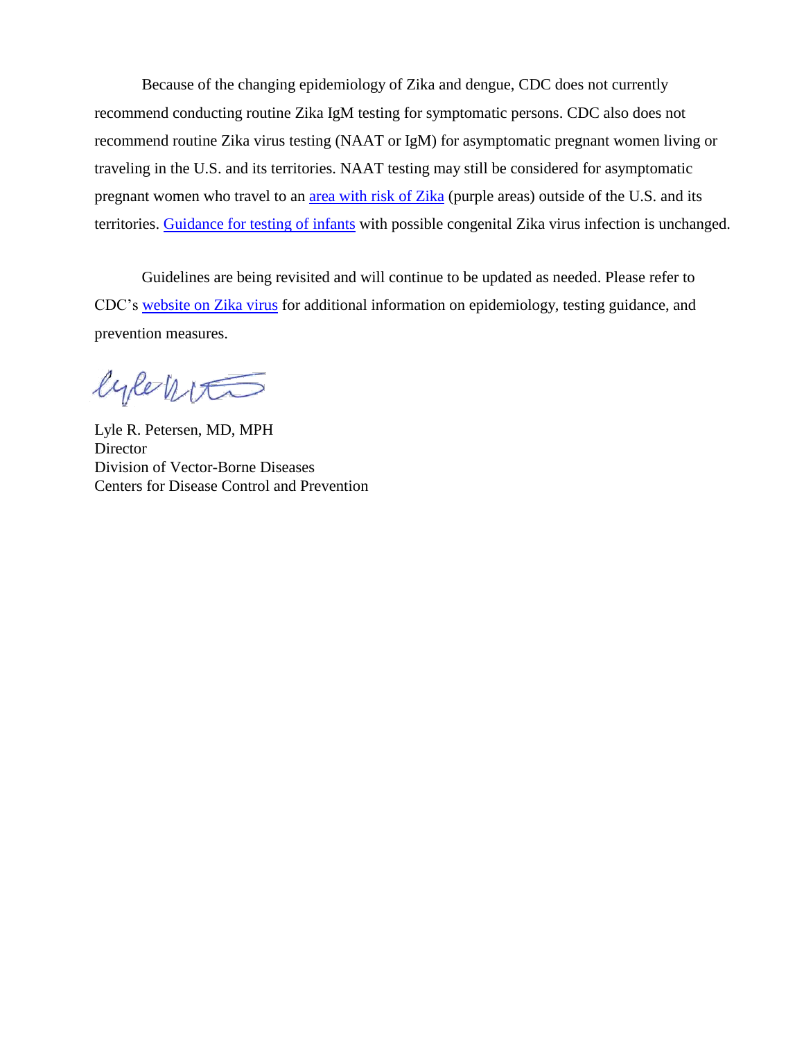Because of the changing epidemiology of Zika and dengue, CDC does not currently recommend conducting routine Zika IgM testing for symptomatic persons. CDC also does not recommend routine Zika virus testing (NAAT or IgM) for asymptomatic pregnant women living or traveling in the U.S. and its territories. NAAT testing may still be considered for asymptomatic pregnant women who travel to an area with risk of Zika (purple areas) outside of the U.S. and its territories. Guidance for testing of infants with possible congenital Zika virus infection is unchanged.

Guidelines are being revisited and will continue to be updated as needed. Please refer to CDC's website on Zika virus for additional information on epidemiology, testing guidance, and prevention measures.

Lyle R. Petersen, MD, MPH
Director
Division of Vector-Borne Diseases
Centers for Disease Control and Prevention